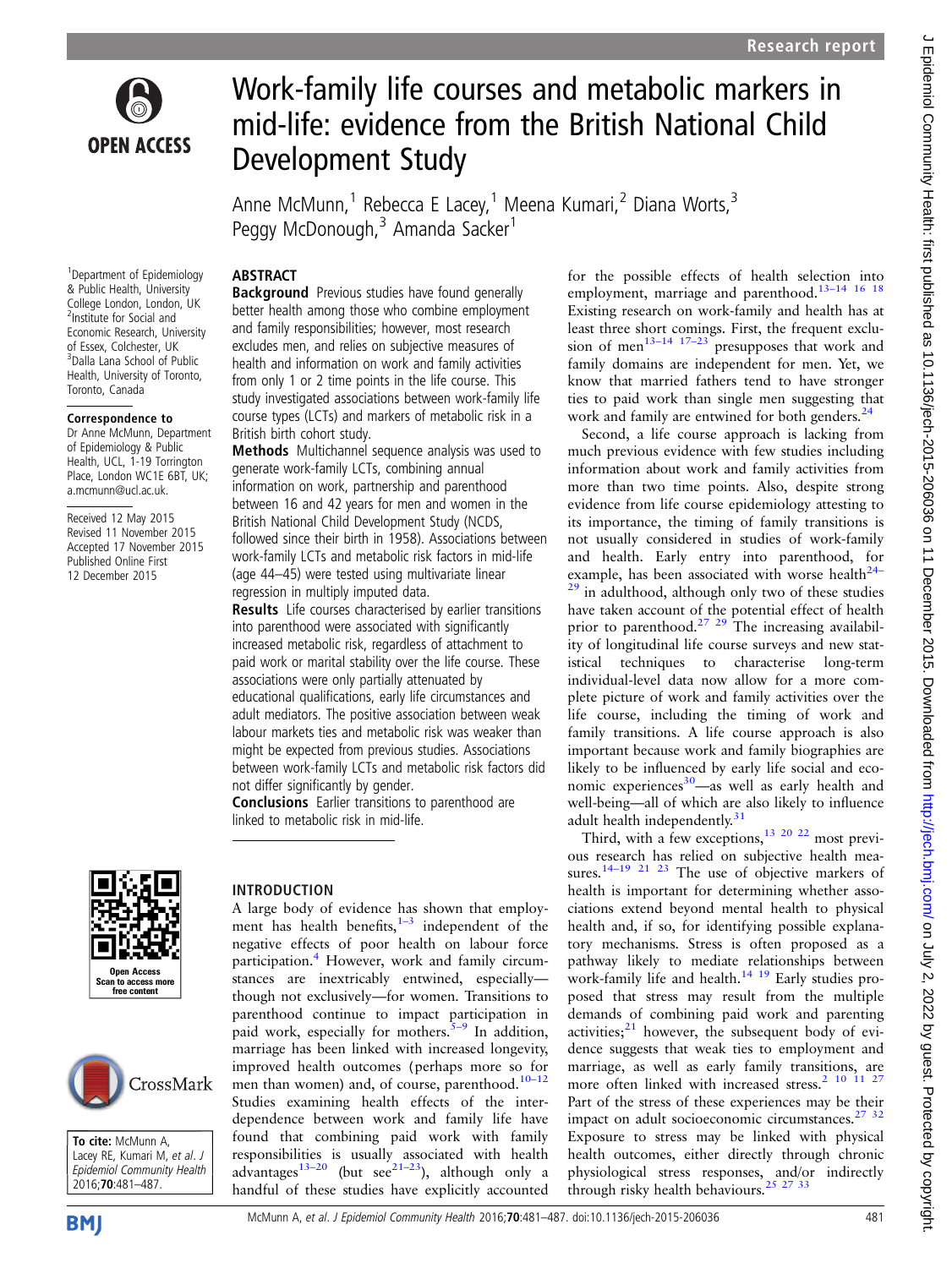# Work-family life courses and metabolic markers in mid-life: evidence from the British National Child Development Study

Anne McMunn,[1] Rebecca E Lacey,[1] Meena Kumari,[2] Diana Worts,[3] Peggy McDonough,[3] Amanda Sacker[1]

[1]Department of Epidemiology & Public Health, University College London, London, UK
[2]Institute for Social and Economic Research, University of Essex, Colchester, UK
[3]Dalla Lana School of Public Health, University of Toronto, Toronto, Canada

**Correspondence to**
Dr Anne McMunn, Department of Epidemiology & Public Health, UCL, 1-19 Torrington Place, London WC1E 6BT, UK; a.mcmunn@ucl.ac.uk.

Received 12 May 2015
Revised 11 November 2015
Accepted 17 November 2015
Published Online First 12 December 2015

**To cite:** McMunn A, Lacey RE, Kumari M, et al. J Epidemiol Community Health 2016;70:481–487.

## ABSTRACT

**Background** Previous studies have found generally better health among those who combine employment and family responsibilities; however, most research excludes men, and relies on subjective measures of health and information on work and family activities from only 1 or 2 time points in the life course. This study investigated associations between work-family life course types (LCTs) and markers of metabolic risk in a British birth cohort study.

**Methods** Multichannel sequence analysis was used to generate work-family LCTs, combining annual information on work, partnership and parenthood between 16 and 42 years for men and women in the British National Child Development Study (NCDS, followed since their birth in 1958). Associations between work-family LCTs and metabolic risk factors in mid-life (age 44–45) were tested using multivariate linear regression in multiply imputed data.

**Results** Life courses characterised by earlier transitions into parenthood were associated with significantly increased metabolic risk, regardless of attachment to paid work or marital stability over the life course. These associations were only partially attenuated by educational qualifications, early life circumstances and adult mediators. The positive association between weak labour markets ties and metabolic risk was weaker than might be expected from previous studies. Associations between work-family LCTs and metabolic risk factors did not differ significantly by gender.

**Conclusions** Earlier transitions to parenthood are linked to metabolic risk in mid-life.

## INTRODUCTION

A large body of evidence has shown that employment has health benefits,[1–3] independent of the negative effects of poor health on labour force participation.[4] However, work and family circumstances are inextricably entwined, especially—though not exclusively—for women. Transitions to parenthood continue to impact participation in paid work, especially for mothers.[5–9] In addition, marriage has been linked with increased longevity, improved health outcomes (perhaps more so for men than women) and, of course, parenthood.[10–12] Studies examining health effects of the interdependence between work and family life have found that combining paid work with family responsibilities is usually associated with health advantages[13–20] (but see[21–23]), although only a handful of these studies have explicitly accounted for the possible effects of health selection into employment, marriage and parenthood.[13–14 16 18] Existing research on work-family and health has at least three short comings. First, the frequent exclusion of men[13–14 17–23] presupposes that work and family domains are independent for men. Yet, we know that married fathers tend to have stronger ties to paid work than single men suggesting that work and family are entwined for both genders.[24]

Second, a life course approach is lacking from much previous evidence with few studies including information about work and family activities from more than two time points. Also, despite strong evidence from life course epidemiology attesting to its importance, the timing of family transitions is not usually considered in studies of work-family and health. Early entry into parenthood, for example, has been associated with worse health[24–29] in adulthood, although only two of these studies have taken account of the potential effect of health prior to parenthood.[27 29] The increasing availability of longitudinal life course surveys and new statistical techniques to characterise long-term individual-level data now allow for a more complete picture of work and family activities over the life course, including the timing of work and family transitions. A life course approach is also important because work and family biographies are likely to be influenced by early life social and economic experiences[30]—as well as early health and well-being—all of which are also likely to influence adult health independently.[31]

Third, with a few exceptions,[13 20 22] most previous research has relied on subjective health measures.[14–19 21 23] The use of objective markers of health is important for determining whether associations extend beyond mental health to physical health and, if so, for identifying possible explanatory mechanisms. Stress is often proposed as a pathway likely to mediate relationships between work-family life and health.[14 19] Early studies proposed that stress may result from the multiple demands of combining paid work and parenting activities;[21] however, the subsequent body of evidence suggests that weak ties to employment and marriage, as well as early family transitions, are more often linked with increased stress.[2 10 11 27] Part of the stress of these experiences may be their impact on adult socioeconomic circumstances.[27 32] Exposure to stress may be linked with physical health outcomes, either directly through chronic physiological stress responses, and/or indirectly through risky health behaviours.[25 27 33]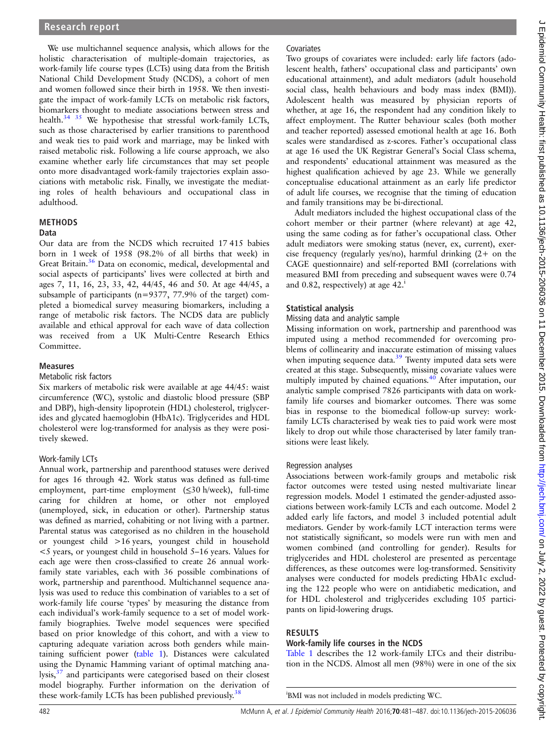We use multichannel sequence analysis, which allows for the holistic characterisation of multiple-domain trajectories, as work-family life course types (LCTs) using data from the British National Child Development Study (NCDS), a cohort of men and women followed since their birth in 1958. We then investigate the impact of work-family LCTs on metabolic risk factors, biomarkers thought to mediate associations between stress and health.[34 35] We hypothesise that stressful work-family LCTs, such as those characterised by earlier transitions to parenthood and weak ties to paid work and marriage, may be linked with raised metabolic risk. Following a life course approach, we also examine whether early life circumstances that may set people onto more disadvantaged work-family trajectories explain associations with metabolic risk. Finally, we investigate the mediating roles of health behaviours and occupational class in adulthood.

## METHODS

### Data

Our data are from the NCDS which recruited 17 415 babies born in 1 week of 1958 (98.2% of all births that week) in Great Britain.[36] Data on economic, medical, developmental and social aspects of participants' lives were collected at birth and ages 7, 11, 16, 23, 33, 42, 44/45, 46 and 50. At age 44/45, a subsample of participants (n=9377, 77.9% of the target) completed a biomedical survey measuring biomarkers, including a range of metabolic risk factors. The NCDS data are publicly available and ethical approval for each wave of data collection was received from a UK Multi-Centre Research Ethics Committee.

### Measures

#### Metabolic risk factors

Six markers of metabolic risk were available at age 44/45: waist circumference (WC), systolic and diastolic blood pressure (SBP and DBP), high-density lipoprotein (HDL) cholesterol, triglycerides and glycated haemoglobin (HbA1c). Triglycerides and HDL cholesterol were log-transformed for analysis as they were positively skewed.

#### Work-family LCTs

Annual work, partnership and parenthood statuses were derived for ages 16 through 42. Work status was defined as full-time employment, part-time employment (≤30 h/week), full-time caring for children at home, or other not employed (unemployed, sick, in education or other). Partnership status was defined as married, cohabiting or not living with a partner. Parental status was categorised as no children in the household or youngest child >16 years, youngest child in household <5 years, or youngest child in household 5–16 years. Values for each age were then cross-classified to create 26 annual work-family state variables, each with 36 possible combinations of work, partnership and parenthood. Multichannel sequence analysis was used to reduce this combination of variables to a set of work-family life course 'types' by measuring the distance from each individual's work-family sequence to a set of model work-family biographies. Twelve model sequences were specified based on prior knowledge of this cohort, and with a view to capturing adequate variation across both genders while maintaining sufficient power (table 1). Distances were calculated using the Dynamic Hamming variant of optimal matching analysis,[37] and participants were categorised based on their closest model biography. Further information on the derivation of these work-family LCTs has been published previously.[38]

#### Covariates

Two groups of covariates were included: early life factors (adolescent health, fathers' occupational class and participants' own educational attainment), and adult mediators (adult household social class, health behaviours and body mass index (BMI)). Adolescent health was measured by physician reports of whether, at age 16, the respondent had any condition likely to affect employment. The Rutter behaviour scales (both mother and teacher reported) assessed emotional health at age 16. Both scales were standardised as z-scores. Father's occupational class at age 16 used the UK Registrar General's Social Class schema, and respondents' educational attainment was measured as the highest qualification achieved by age 23. While we generally conceptualise educational attainment as an early life predictor of adult life courses, we recognise that the timing of education and family transitions may be bi-directional.

Adult mediators included the highest occupational class of the cohort member or their partner (where relevant) at age 42, using the same coding as for father's occupational class. Other adult mediators were smoking status (never, ex, current), exercise frequency (regularly yes/no), harmful drinking (2+ on the CAGE questionnaire) and self-reported BMI (correlations with measured BMI from preceding and subsequent waves were 0.74 and 0.82, respectively) at age 42.[i]

### Statistical analysis

#### Missing data and analytic sample

Missing information on work, partnership and parenthood was imputed using a method recommended for overcoming problems of collinearity and inaccurate estimation of missing values when imputing sequence data.[39] Twenty imputed data sets were created at this stage. Subsequently, missing covariate values were multiply imputed by chained equations.[40] After imputation, our analytic sample comprised 7826 participants with data on work-family life courses and biomarker outcomes. There was some bias in response to the biomedical follow-up survey: work-family LCTs characterised by weak ties to paid work were most likely to drop out while those characterised by later family transitions were least likely.

#### Regression analyses

Associations between work-family groups and metabolic risk factor outcomes were tested using nested multivariate linear regression models. Model 1 estimated the gender-adjusted associations between work-family LCTs and each outcome. Model 2 added early life factors, and model 3 included potential adult mediators. Gender by work-family LCT interaction terms were not statistically significant, so models were run with men and women combined (and controlling for gender). Results for triglycerides and HDL cholesterol are presented as percentage differences, as these outcomes were log-transformed. Sensitivity analyses were conducted for models predicting HbA1c excluding the 122 people who were on antidiabetic medication, and for HDL cholesterol and triglycerides excluding 105 participants on lipid-lowering drugs.

## RESULTS

### Work-family life courses in the NCDS

Table 1 describes the 12 work-family LTCs and their distribution in the NCDS. Almost all men (98%) were in one of the six

[i] BMI was not included in models predicting WC.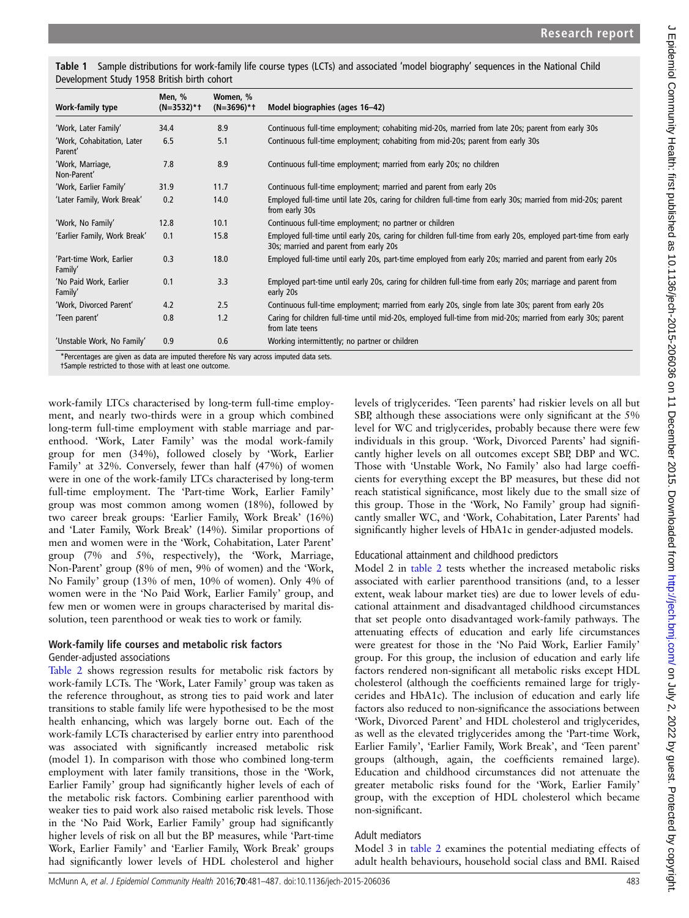**Table 1** Sample distributions for work-family life course types (LCTs) and associated 'model biography' sequences in the National Child Development Study 1958 British birth cohort

| Work-family type | Men, % (N=3532)*† | Women, % (N=3696)*† | Model biographies (ages 16–42) |
|---|---|---|---|
| 'Work, Later Family' | 34.4 | 8.9 | Continuous full-time employment; cohabiting mid-20s, married from late 20s; parent from early 30s |
| 'Work, Cohabitation, Later Parent' | 6.5 | 5.1 | Continuous full-time employment; cohabiting from mid-20s; parent from early 30s |
| 'Work, Marriage, Non-Parent' | 7.8 | 8.9 | Continuous full-time employment; married from early 20s; no children |
| 'Work, Earlier Family' | 31.9 | 11.7 | Continuous full-time employment; married and parent from early 20s |
| 'Later Family, Work Break' | 0.2 | 14.0 | Employed full-time until late 20s, caring for children full-time from early 30s; married from mid-20s; parent from early 30s |
| 'Work, No Family' | 12.8 | 10.1 | Continuous full-time employment; no partner or children |
| 'Earlier Family, Work Break' | 0.1 | 15.8 | Employed full-time until early 20s, caring for children full-time from early 20s, employed part-time from early 30s; married and parent from early 20s |
| 'Part-time Work, Earlier Family' | 0.3 | 18.0 | Employed full-time until early 20s, part-time employed from early 20s; married and parent from early 20s |
| 'No Paid Work, Earlier Family' | 0.1 | 3.3 | Employed part-time until early 20s, caring for children full-time from early 20s; marriage and parent from early 20s |
| 'Work, Divorced Parent' | 4.2 | 2.5 | Continuous full-time employment; married from early 20s, single from late 30s; parent from early 20s |
| 'Teen parent' | 0.8 | 1.2 | Caring for children full-time until mid-20s, employed full-time from mid-20s; married from early 30s; parent from late teens |
| 'Unstable Work, No Family' | 0.9 | 0.6 | Working intermittently; no partner or children |

*Percentages are given as data are imputed therefore Ns vary across imputed data sets.
†Sample restricted to those with at least one outcome.

work-family LCTs characterised by long-term full-time employment, and nearly two-thirds were in a group which combined long-term full-time employment with stable marriage and parenthood. 'Work, Later Family' was the modal work-family group for men (34%), followed closely by 'Work, Earlier Family' at 32%. Conversely, fewer than half (47%) of women were in one of the work-family LCTs characterised by long-term full-time employment. The 'Part-time Work, Earlier Family' group was most common among women (18%), followed by two career break groups: 'Earlier Family, Work Break' (16%) and 'Later Family, Work Break' (14%). Similar proportions of men and women were in the 'Work, Cohabitation, Later Parent' group (7% and 5%, respectively), the 'Work, Marriage, Non-Parent' group (8% of men, 9% of women) and the 'Work, No Family' group (13% of men, 10% of women). Only 4% of women were in the 'No Paid Work, Earlier Family' group, and few men or women were in groups characterised by marital dissolution, teen parenthood or weak ties to work or family.

## Work-family life courses and metabolic risk factors

### Gender-adjusted associations

Table 2 shows regression results for metabolic risk factors by work-family LCTs. The 'Work, Later Family' group was taken as the reference throughout, as strong ties to paid work and later transitions to stable family life were hypothesised to be the most health enhancing, which was largely borne out. Each of the work-family LCTs characterised by earlier entry into parenthood was associated with significantly increased metabolic risk (model 1). In comparison with those who combined long-term employment with later family transitions, those in the 'Work, Earlier Family' group had significantly higher levels of each of the metabolic risk factors. Combining earlier parenthood with weaker ties to paid work also raised metabolic risk levels. Those in the 'No Paid Work, Earlier Family' group had significantly higher levels of risk on all but the BP measures, while 'Part-time Work, Earlier Family' and 'Earlier Family, Work Break' groups had significantly lower levels of HDL cholesterol and higher levels of triglycerides. 'Teen parents' had riskier levels on all but SBP, although these associations were only significant at the 5% level for WC and triglycerides, probably because there were few individuals in this group. 'Work, Divorced Parents' had significantly higher levels on all outcomes except SBP, DBP and WC. Those with 'Unstable Work, No Family' also had large coefficients for everything except the BP measures, but these did not reach statistical significance, most likely due to the small size of this group. Those in the 'Work, No Family' group had significantly smaller WC, and 'Work, Cohabitation, Later Parents' had significantly higher levels of HbA1c in gender-adjusted models.

### Educational attainment and childhood predictors

Model 2 in table 2 tests whether the increased metabolic risks associated with earlier parenthood transitions (and, to a lesser extent, weak labour market ties) are due to lower levels of educational attainment and disadvantaged childhood circumstances that set people onto disadvantaged work-family pathways. The attenuating effects of education and early life circumstances were greatest for those in the 'No Paid Work, Earlier Family' group. For this group, the inclusion of education and early life factors rendered non-significant all metabolic risks except HDL cholesterol (although the coefficients remained large for triglycerides and HbA1c). The inclusion of education and early life factors also reduced to non-significance the associations between 'Work, Divorced Parent' and HDL cholesterol and triglycerides, as well as the elevated triglycerides among the 'Part-time Work, Earlier Family', 'Earlier Family, Work Break', and 'Teen parent' groups (although, again, the coefficients remained large). Education and childhood circumstances did not attenuate the greater metabolic risks found for the 'Work, Earlier Family' group, with the exception of HDL cholesterol which became non-significant.

### Adult mediators

Model 3 in table 2 examines the potential mediating effects of adult health behaviours, household social class and BMI. Raised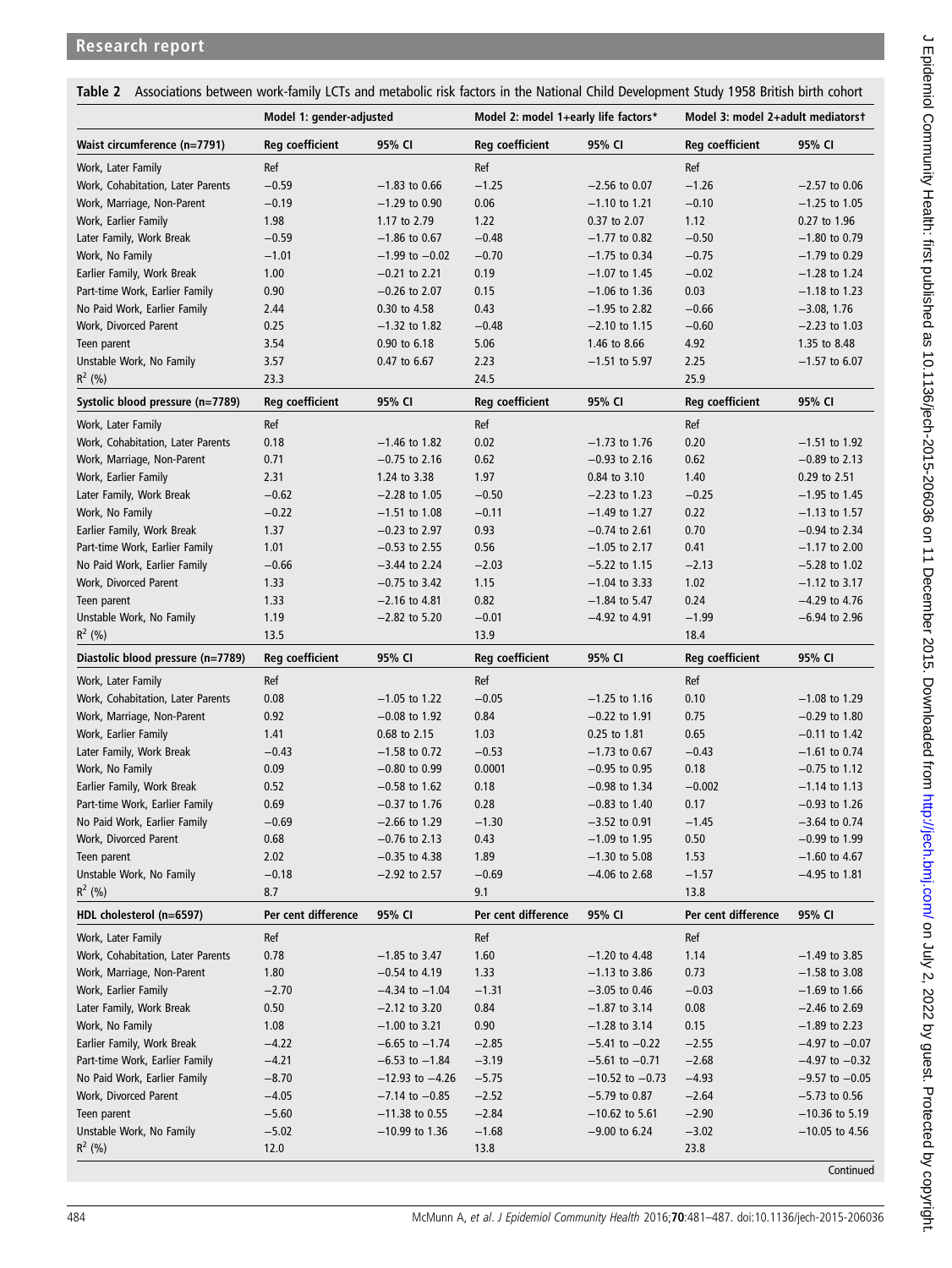**Table 2** Associations between work-family LCTs and metabolic risk factors in the National Child Development Study 1958 British birth cohort

| | Model 1: gender-adjusted | | Model 2: model 1+early life factors* | | Model 3: model 2+adult mediators† | |
|---|---|---|---|---|---|---|
| **Waist circumference (n=7791)** | **Reg coefficient** | **95% CI** | **Reg coefficient** | **95% CI** | **Reg coefficient** | **95% CI** |
| Work, Later Family | Ref | | Ref | | Ref | |
| Work, Cohabitation, Later Parents | −0.59 | −1.83 to 0.66 | −1.25 | −2.56 to 0.07 | −1.26 | −2.57 to 0.06 |
| Work, Marriage, Non-Parent | −0.19 | −1.29 to 0.90 | 0.06 | −1.10 to 1.21 | −0.10 | −1.25 to 1.05 |
| Work, Earlier Family | 1.98 | 1.17 to 2.79 | 1.22 | 0.37 to 2.07 | 1.12 | 0.27 to 1.96 |
| Later Family, Work Break | −0.59 | −1.86 to 0.67 | −0.48 | −1.77 to 0.82 | −0.50 | −1.80 to 0.79 |
| Work, No Family | −1.01 | −1.99 to −0.02 | −0.70 | −1.75 to 0.34 | −0.75 | −1.79 to 0.29 |
| Earlier Family, Work Break | 1.00 | −0.21 to 2.21 | 0.19 | −1.07 to 1.45 | −0.02 | −1.28 to 1.24 |
| Part-time Work, Earlier Family | 0.90 | −0.26 to 2.07 | 0.15 | −1.06 to 1.36 | 0.03 | −1.18 to 1.23 |
| No Paid Work, Earlier Family | 2.44 | 0.30 to 4.58 | 0.43 | −1.95 to 2.82 | −0.66 | −3.08, 1.76 |
| Work, Divorced Parent | 0.25 | −1.32 to 1.82 | −0.48 | −2.10 to 1.15 | −0.60 | −2.23 to 1.03 |
| Teen parent | 3.54 | 0.90 to 6.18 | 5.06 | 1.46 to 8.66 | 4.92 | 1.35 to 8.48 |
| Unstable Work, No Family | 3.57 | 0.47 to 6.67 | 2.23 | −1.51 to 5.97 | 2.25 | −1.57 to 6.07 |
| $R^2$ (%) | 23.3 | | 24.5 | | 25.9 | |
| **Systolic blood pressure (n=7789)** | **Reg coefficient** | **95% CI** | **Reg coefficient** | **95% CI** | **Reg coefficient** | **95% CI** |
| Work, Later Family | Ref | | Ref | | Ref | |
| Work, Cohabitation, Later Parents | 0.18 | −1.46 to 1.82 | 0.02 | −1.73 to 1.76 | 0.20 | −1.51 to 1.92 |
| Work, Marriage, Non-Parent | 0.71 | −0.75 to 2.16 | 0.62 | −0.93 to 2.16 | 0.62 | −0.89 to 2.13 |
| Work, Earlier Family | 2.31 | 1.24 to 3.38 | 1.97 | 0.84 to 3.10 | 1.40 | 0.29 to 2.51 |
| Later Family, Work Break | −0.62 | −2.28 to 1.05 | −0.50 | −2.23 to 1.23 | −0.25 | −1.95 to 1.45 |
| Work, No Family | −0.22 | −1.51 to 1.08 | −0.11 | −1.49 to 1.27 | 0.22 | −1.13 to 1.57 |
| Earlier Family, Work Break | 1.37 | −0.23 to 2.97 | 0.93 | −0.74 to 2.61 | 0.70 | −0.94 to 2.34 |
| Part-time Work, Earlier Family | 1.01 | −0.53 to 2.55 | 0.56 | −1.05 to 2.17 | 0.41 | −1.17 to 2.00 |
| No Paid Work, Earlier Family | −0.66 | −3.44 to 2.24 | −2.03 | −5.22 to 1.15 | −2.13 | −5.28 to 1.02 |
| Work, Divorced Parent | 1.33 | −0.75 to 3.42 | 1.15 | −1.04 to 3.33 | 1.02 | −1.12 to 3.17 |
| Teen parent | 1.33 | −2.16 to 4.81 | 0.82 | −1.84 to 5.47 | 0.24 | −4.29 to 4.76 |
| Unstable Work, No Family | 1.19 | −2.82 to 5.20 | −0.01 | −4.92 to 4.91 | −1.99 | −6.94 to 2.96 |
| $R^2$ (%) | 13.5 | | 13.9 | | 18.4 | |
| **Diastolic blood pressure (n=7789)** | **Reg coefficient** | **95% CI** | **Reg coefficient** | **95% CI** | **Reg coefficient** | **95% CI** |
| Work, Later Family | Ref | | Ref | | Ref | |
| Work, Cohabitation, Later Parents | 0.08 | −1.05 to 1.22 | −0.05 | −1.25 to 1.16 | 0.10 | −1.08 to 1.29 |
| Work, Marriage, Non-Parent | 0.92 | −0.08 to 1.92 | 0.84 | −0.22 to 1.91 | 0.75 | −0.29 to 1.80 |
| Work, Earlier Family | 1.41 | 0.68 to 2.15 | 1.03 | 0.25 to 1.81 | 0.65 | −0.11 to 1.42 |
| Later Family, Work Break | −0.43 | −1.58 to 0.72 | −0.53 | −1.73 to 0.67 | −0.43 | −1.61 to 0.74 |
| Work, No Family | 0.09 | −0.80 to 0.99 | 0.0001 | −0.95 to 0.95 | 0.18 | −0.75 to 1.12 |
| Earlier Family, Work Break | 0.52 | −0.58 to 1.62 | 0.18 | −0.98 to 1.34 | −0.002 | −1.14 to 1.13 |
| Part-time Work, Earlier Family | 0.69 | −0.37 to 1.76 | 0.28 | −0.83 to 1.40 | 0.17 | −0.93 to 1.26 |
| No Paid Work, Earlier Family | −0.69 | −2.66 to 1.29 | −1.30 | −3.52 to 0.91 | −1.45 | −3.64 to 0.74 |
| Work, Divorced Parent | 0.68 | −0.76 to 2.13 | 0.43 | −1.09 to 1.95 | 0.50 | −0.99 to 1.99 |
| Teen parent | 2.02 | −0.35 to 4.38 | 1.89 | −1.30 to 5.08 | 1.53 | −1.60 to 4.67 |
| Unstable Work, No Family | −0.18 | −2.92 to 2.57 | −0.69 | −4.06 to 2.68 | −1.57 | −4.95 to 1.81 |
| $R^2$ (%) | 8.7 | | 9.1 | | 13.8 | |
| **HDL cholesterol (n=6597)** | **Per cent difference** | **95% CI** | **Per cent difference** | **95% CI** | **Per cent difference** | **95% CI** |
| Work, Later Family | Ref | | Ref | | Ref | |
| Work, Cohabitation, Later Parents | 0.78 | −1.85 to 3.47 | 1.60 | −1.20 to 4.48 | 1.14 | −1.49 to 3.85 |
| Work, Marriage, Non-Parent | 1.80 | −0.54 to 4.19 | 1.33 | −1.13 to 3.86 | 0.73 | −1.58 to 3.08 |
| Work, Earlier Family | −2.70 | −4.34 to −1.04 | −1.31 | −3.05 to 0.46 | −0.03 | −1.69 to 1.66 |
| Later Family, Work Break | 0.50 | −2.12 to 3.20 | 0.84 | −1.87 to 3.14 | 0.08 | −2.46 to 2.69 |
| Work, No Family | 1.08 | −1.00 to 3.21 | 0.90 | −1.28 to 3.14 | 0.15 | −1.89 to 2.23 |
| Earlier Family, Work Break | −4.22 | −6.65 to −1.74 | −2.85 | −5.41 to −0.22 | −2.55 | −4.97 to −0.07 |
| Part-time Work, Earlier Family | −4.21 | −6.53 to −1.84 | −3.19 | −5.61 to −0.71 | −2.68 | −4.97 to −0.32 |
| No Paid Work, Earlier Family | −8.70 | −12.93 to −4.26 | −5.75 | −10.52 to −0.73 | −4.93 | −9.57 to −0.05 |
| Work, Divorced Parent | −4.05 | −7.14 to −0.85 | −2.52 | −5.79 to 0.87 | −2.64 | −5.73 to 0.56 |
| Teen parent | −5.60 | −11.38 to 0.55 | −2.84 | −10.62 to 5.61 | −2.90 | −10.36 to 5.19 |
| Unstable Work, No Family | −5.02 | −10.99 to 1.36 | −1.68 | −9.00 to 6.24 | −3.02 | −10.05 to 4.56 |
| $R^2$ (%) | 12.0 | | 13.8 | | 23.8 | |

Continued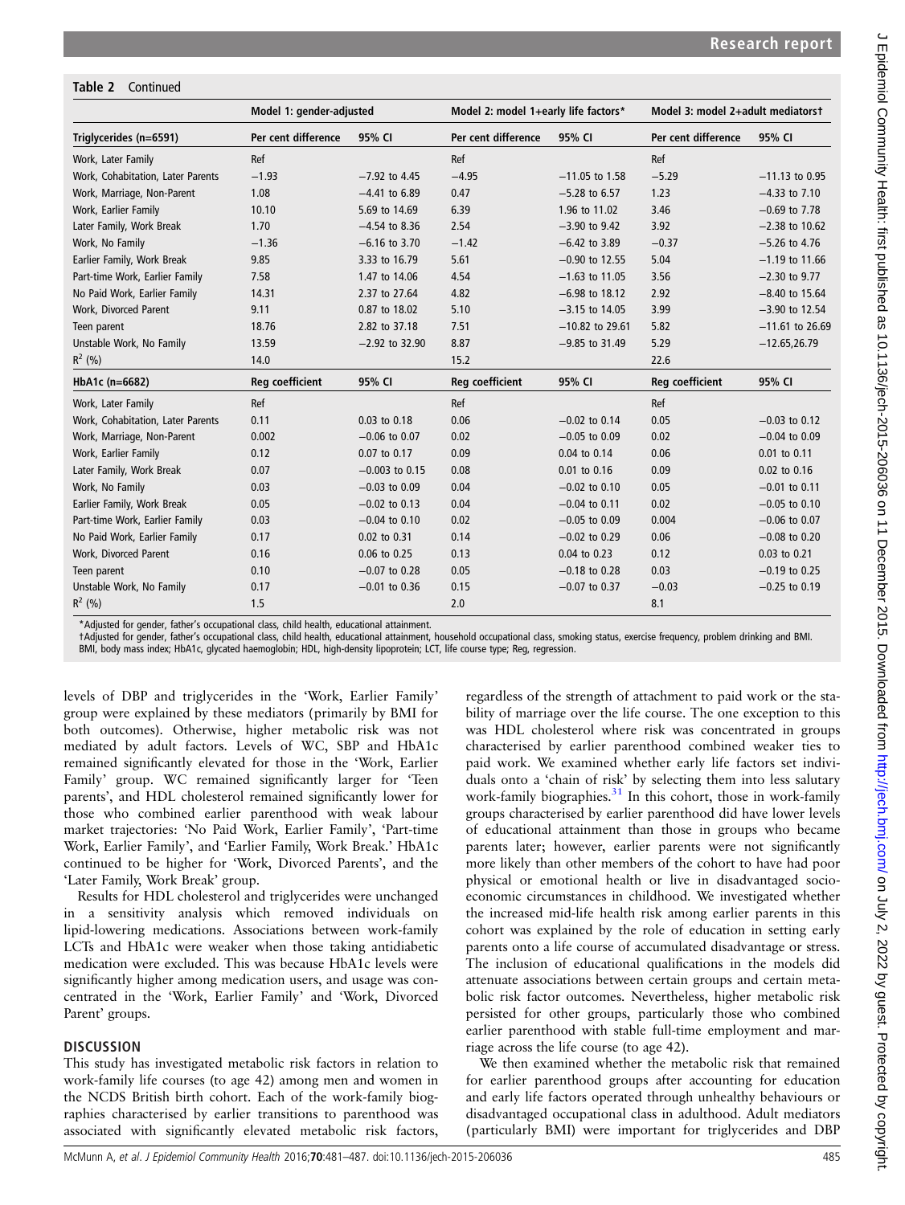**Table 2** Continued

| Triglycerides (n=6591) | Model 1: gender-adjusted | | Model 2: model 1+early life factors* | | Model 3: model 2+adult mediators† | |
|---|---|---|---|---|---|---|
| | Per cent difference | 95% CI | Per cent difference | 95% CI | Per cent difference | 95% CI |
| Work, Later Family | Ref | | Ref | | Ref | |
| Work, Cohabitation, Later Parents | −1.93 | −7.92 to 4.45 | −4.95 | −11.05 to 1.58 | −5.29 | −11.13 to 0.95 |
| Work, Marriage, Non-Parent | 1.08 | −4.41 to 6.89 | 0.47 | −5.28 to 6.57 | 1.23 | −4.33 to 7.10 |
| Work, Earlier Family | 10.10 | 5.69 to 14.69 | 6.39 | 1.96 to 11.02 | 3.46 | −0.69 to 7.78 |
| Later Family, Work Break | 1.70 | −4.54 to 8.36 | 2.54 | −3.90 to 9.42 | 3.92 | −2.38 to 10.62 |
| Work, No Family | −1.36 | −6.16 to 3.70 | −1.42 | −6.42 to 3.89 | −0.37 | −5.26 to 4.76 |
| Earlier Family, Work Break | 9.85 | 3.33 to 16.79 | 5.61 | −0.90 to 12.55 | 5.04 | −1.19 to 11.66 |
| Part-time Work, Earlier Family | 7.58 | 1.47 to 14.06 | 4.54 | −1.63 to 11.05 | 3.56 | −2.30 to 9.77 |
| No Paid Work, Earlier Family | 14.31 | 2.37 to 27.64 | 4.82 | −6.98 to 18.12 | 2.92 | −8.40 to 15.64 |
| Work, Divorced Parent | 9.11 | 0.87 to 18.02 | 5.10 | −3.15 to 14.05 | 3.99 | −3.90 to 12.54 |
| Teen parent | 18.76 | 2.82 to 37.18 | 7.51 | −10.82 to 29.61 | 5.82 | −11.61 to 26.69 |
| Unstable Work, No Family | 13.59 | −2.92 to 32.90 | 8.87 | −9.85 to 31.49 | 5.29 | −12.65,26.79 |
| $R^2$ (%) | 14.0 | | 15.2 | | 22.6 | |
| **HbA1c (n=6682)** | **Reg coefficient** | **95% CI** | **Reg coefficient** | **95% CI** | **Reg coefficient** | **95% CI** |
| Work, Later Family | Ref | | Ref | | Ref | |
| Work, Cohabitation, Later Parents | 0.11 | 0.03 to 0.18 | 0.06 | −0.02 to 0.14 | 0.05 | −0.03 to 0.12 |
| Work, Marriage, Non-Parent | 0.002 | −0.06 to 0.07 | 0.02 | −0.05 to 0.09 | 0.02 | −0.04 to 0.09 |
| Work, Earlier Family | 0.12 | 0.07 to 0.17 | 0.09 | 0.04 to 0.14 | 0.06 | 0.01 to 0.11 |
| Later Family, Work Break | 0.07 | −0.003 to 0.15 | 0.08 | 0.01 to 0.16 | 0.09 | 0.02 to 0.16 |
| Work, No Family | 0.03 | −0.03 to 0.09 | 0.04 | −0.02 to 0.10 | 0.05 | −0.01 to 0.11 |
| Earlier Family, Work Break | 0.05 | −0.02 to 0.13 | 0.04 | −0.04 to 0.11 | 0.02 | −0.05 to 0.10 |
| Part-time Work, Earlier Family | 0.03 | −0.04 to 0.10 | 0.02 | −0.05 to 0.09 | 0.004 | −0.06 to 0.07 |
| No Paid Work, Earlier Family | 0.17 | 0.02 to 0.31 | 0.14 | −0.02 to 0.29 | 0.06 | −0.08 to 0.20 |
| Work, Divorced Parent | 0.16 | 0.06 to 0.25 | 0.13 | 0.04 to 0.23 | 0.12 | 0.03 to 0.21 |
| Teen parent | 0.10 | −0.07 to 0.28 | 0.05 | −0.18 to 0.28 | 0.03 | −0.19 to 0.25 |
| Unstable Work, No Family | 0.17 | −0.01 to 0.36 | 0.15 | −0.07 to 0.37 | −0.03 | −0.25 to 0.19 |
| $R^2$ (%) | 1.5 | | 2.0 | | 8.1 | |

*Adjusted for gender, father's occupational class, child health, educational attainment.
†Adjusted for gender, father's occupational class, child health, educational attainment, household occupational class, smoking status, exercise frequency, problem drinking and BMI.
BMI, body mass index; HbA1c, glycated haemoglobin; HDL, high-density lipoprotein; LCT, life course type; Reg, regression.

levels of DBP and triglycerides in the 'Work, Earlier Family' group were explained by these mediators (primarily by BMI for both outcomes). Otherwise, higher metabolic risk was not mediated by adult factors. Levels of WC, SBP and HbA1c remained significantly elevated for those in the 'Work, Earlier Family' group. WC remained significantly larger for 'Teen parents', and HDL cholesterol remained significantly lower for those who combined earlier parenthood with weak labour market trajectories: 'No Paid Work, Earlier Family', 'Part-time Work, Earlier Family', and 'Earlier Family, Work Break.' HbA1c continued to be higher for 'Work, Divorced Parents', and the 'Later Family, Work Break' group.

Results for HDL cholesterol and triglycerides were unchanged in a sensitivity analysis which removed individuals on lipid-lowering medications. Associations between work-family LCTs and HbA1c were weaker when those taking antidiabetic medication were excluded. This was because HbA1c levels were significantly higher among medication users, and usage was concentrated in the 'Work, Earlier Family' and 'Work, Divorced Parent' groups.

## DISCUSSION

This study has investigated metabolic risk factors in relation to work-family life courses (to age 42) among men and women in the NCDS British birth cohort. Each of the work-family biographies characterised by earlier transitions to parenthood was associated with significantly elevated metabolic risk factors, regardless of the strength of attachment to paid work or the stability of marriage over the life course. The one exception to this was HDL cholesterol where risk was concentrated in groups characterised by earlier parenthood combined weaker ties to paid work. We examined whether early life factors set individuals onto a 'chain of risk' by selecting them into less salutary work-family biographies.[31] In this cohort, those in work-family groups characterised by earlier parenthood did have lower levels of educational attainment than those in groups who became parents later; however, earlier parents were not significantly more likely than other members of the cohort to have had poor physical or emotional health or live in disadvantaged socioeconomic circumstances in childhood. We investigated whether the increased mid-life health risk among earlier parents in this cohort was explained by the role of education in setting early parents onto a life course of accumulated disadvantage or stress. The inclusion of educational qualifications in the models did attenuate associations between certain groups and certain metabolic risk factor outcomes. Nevertheless, higher metabolic risk persisted for other groups, particularly those who combined earlier parenthood with stable full-time employment and marriage across the life course (to age 42).

We then examined whether the metabolic risk that remained for earlier parenthood groups after accounting for education and early life factors operated through unhealthy behaviours or disadvantaged occupational class in adulthood. Adult mediators (particularly BMI) were important for triglycerides and DBP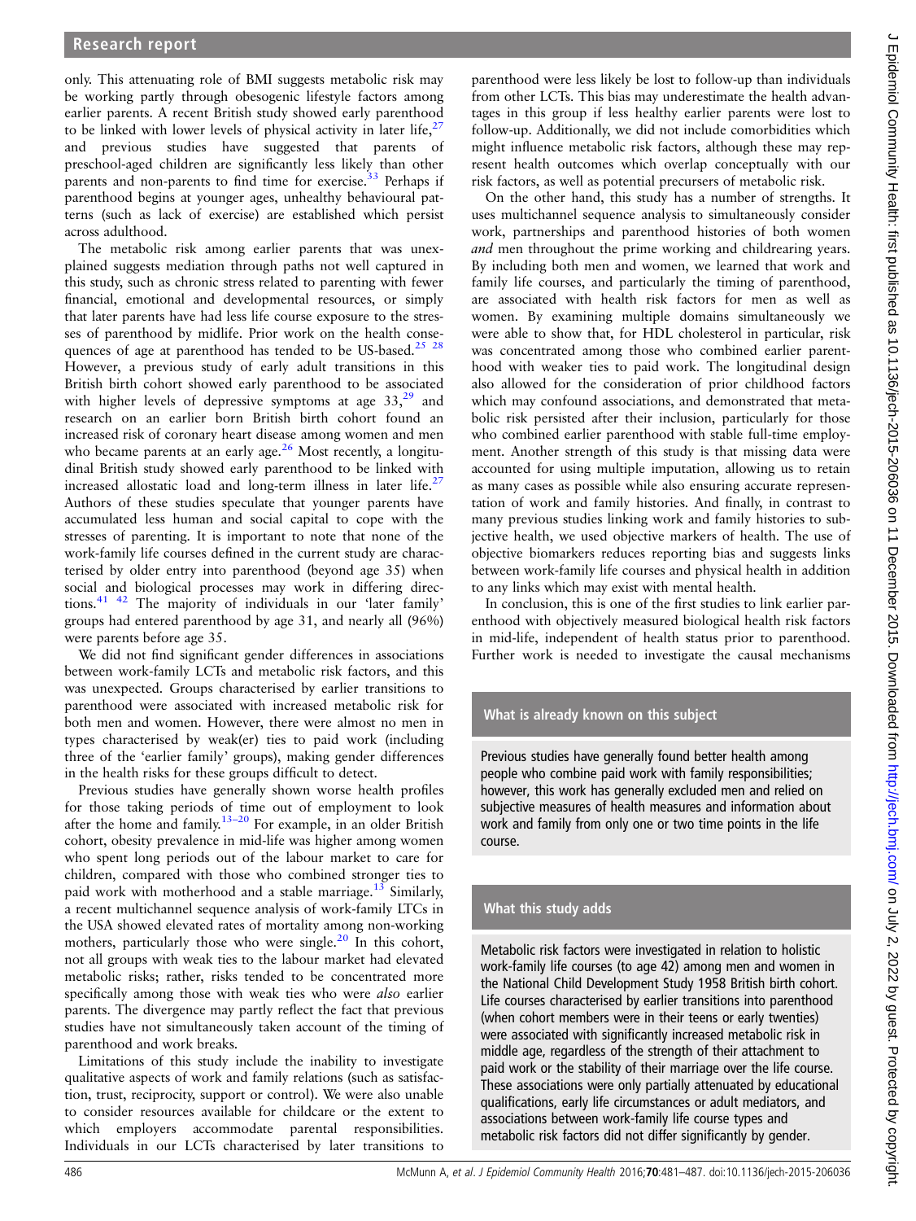only. This attenuating role of BMI suggests metabolic risk may be working partly through obesogenic lifestyle factors among earlier parents. A recent British study showed early parenthood to be linked with lower levels of physical activity in later life,[27] and previous studies have suggested that parents of preschool-aged children are significantly less likely than other parents and non-parents to find time for exercise.[33] Perhaps if parenthood begins at younger ages, unhealthy behavioural patterns (such as lack of exercise) are established which persist across adulthood.

The metabolic risk among earlier parents that was unexplained suggests mediation through paths not well captured in this study, such as chronic stress related to parenting with fewer financial, emotional and developmental resources, or simply that later parents have had less life course exposure to the stresses of parenthood by midlife. Prior work on the health consequences of age at parenthood has tended to be US-based.[25 28] However, a previous study of early adult transitions in this British birth cohort showed early parenthood to be associated with higher levels of depressive symptoms at age 33,[29] and research on an earlier born British birth cohort found an increased risk of coronary heart disease among women and men who became parents at an early age.[26] Most recently, a longitudinal British study showed early parenthood to be linked with increased allostatic load and long-term illness in later life.[27] Authors of these studies speculate that younger parents have accumulated less human and social capital to cope with the stresses of parenting. It is important to note that none of the work-family life courses defined in the current study are characterised by older entry into parenthood (beyond age 35) when social and biological processes may work in differing directions.[41 42] The majority of individuals in our 'later family' groups had entered parenthood by age 31, and nearly all (96%) were parents before age 35.

We did not find significant gender differences in associations between work-family LCTs and metabolic risk factors, and this was unexpected. Groups characterised by earlier transitions to parenthood were associated with increased metabolic risk for both men and women. However, there were almost no men in types characterised by weak(er) ties to paid work (including three of the 'earlier family' groups), making gender differences in the health risks for these groups difficult to detect.

Previous studies have generally shown worse health profiles for those taking periods of time out of employment to look after the home and family.[13–20] For example, in an older British cohort, obesity prevalence in mid-life was higher among women who spent long periods out of the labour market to care for children, compared with those who combined stronger ties to paid work with motherhood and a stable marriage.[13] Similarly, a recent multichannel sequence analysis of work-family LTCs in the USA showed elevated rates of mortality among non-working mothers, particularly those who were single.[20] In this cohort, not all groups with weak ties to the labour market had elevated metabolic risks; rather, risks tended to be concentrated more specifically among those with weak ties who were *also* earlier parents. The divergence may partly reflect the fact that previous studies have not simultaneously taken account of the timing of parenthood and work breaks.

Limitations of this study include the inability to investigate qualitative aspects of work and family relations (such as satisfaction, trust, reciprocity, support or control). We were also unable to consider resources available for childcare or the extent to which employers accommodate parental responsibilities. Individuals in our LCTs characterised by later transitions to parenthood were less likely be lost to follow-up than individuals from other LCTs. This bias may underestimate the health advantages in this group if less healthy earlier parents were lost to follow-up. Additionally, we did not include comorbidities which might influence metabolic risk factors, although these may represent health outcomes which overlap conceptually with our risk factors, as well as potential precursers of metabolic risk.

On the other hand, this study has a number of strengths. It uses multichannel sequence analysis to simultaneously consider work, partnerships and parenthood histories of both women *and* men throughout the prime working and childrearing years. By including both men and women, we learned that work and family life courses, and particularly the timing of parenthood, are associated with health risk factors for men as well as women. By examining multiple domains simultaneously we were able to show that, for HDL cholesterol in particular, risk was concentrated among those who combined earlier parenthood with weaker ties to paid work. The longitudinal design also allowed for the consideration of prior childhood factors which may confound associations, and demonstrated that metabolic risk persisted after their inclusion, particularly for those who combined earlier parenthood with stable full-time employment. Another strength of this study is that missing data were accounted for using multiple imputation, allowing us to retain as many cases as possible while also ensuring accurate representation of work and family histories. And finally, in contrast to many previous studies linking work and family histories to subjective health, we used objective markers of health. The use of objective biomarkers reduces reporting bias and suggests links between work-family life courses and physical health in addition to any links which may exist with mental health.

In conclusion, this is one of the first studies to link earlier parenthood with objectively measured biological health risk factors in mid-life, independent of health status prior to parenthood. Further work is needed to investigate the causal mechanisms

### What is already known on this subject

Previous studies have generally found better health among people who combine paid work with family responsibilities; however, this work has generally excluded men and relied on subjective measures of health measures and information about work and family from only one or two time points in the life course.

### What this study adds

Metabolic risk factors were investigated in relation to holistic work-family life courses (to age 42) among men and women in the National Child Development Study 1958 British birth cohort. Life courses characterised by earlier transitions into parenthood (when cohort members were in their teens or early twenties) were associated with significantly increased metabolic risk in middle age, regardless of the strength of their attachment to paid work or the stability of their marriage over the life course. These associations were only partially attenuated by educational qualifications, early life circumstances or adult mediators, and associations between work-family life course types and metabolic risk factors did not differ significantly by gender.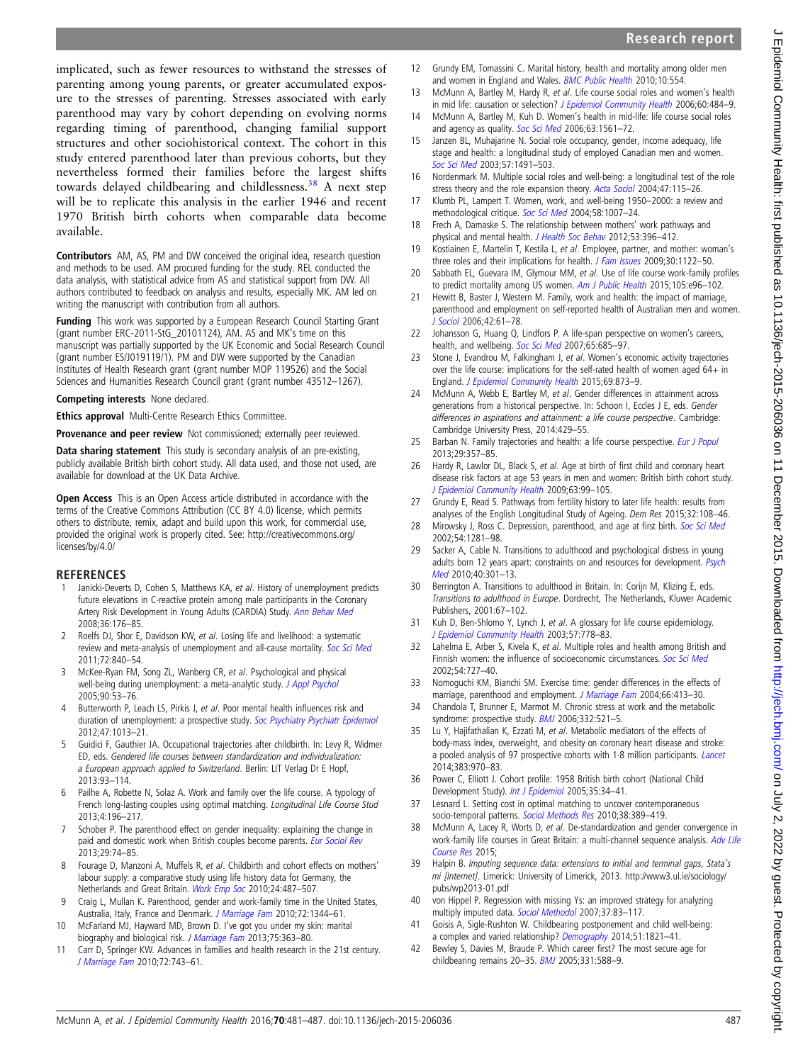implicated, such as fewer resources to withstand the stresses of parenting among young parents, or greater accumulated exposure to the stresses of parenting. Stresses associated with early parenthood may vary by cohort depending on evolving norms regarding timing of parenthood, changing familial support structures and other sociohistorical context. The cohort in this study entered parenthood later than previous cohorts, but they nevertheless formed their families before the largest shifts towards delayed childbearing and childlessness.[38] A next step will be to replicate this analysis in the earlier 1946 and recent 1970 British birth cohorts when comparable data become available.

**Contributors** AM, AS, PM and DW conceived the original idea, research question and methods to be used. AM procured funding for the study. REL conducted the data analysis, with statistical advice from AS and statistical support from DW. All authors contributed to feedback on analysis and results, especially MK. AM led on writing the manuscript with contribution from all authors.

**Funding** This work was supported by a European Research Council Starting Grant (grant number ERC-2011-StG_20101124), AM. AS and MK's time on this manuscript was partially supported by the UK Economic and Social Research Council (grant number ES/J019119/1). PM and DW were supported by the Canadian Institutes of Health Research grant (grant number MOP 119526) and the Social Sciences and Humanities Research Council grant (grant number 43512–1267).

**Competing interests** None declared.

**Ethics approval** Multi-Centre Research Ethics Committee.

**Provenance and peer review** Not commissioned; externally peer reviewed.

**Data sharing statement** This study is secondary analysis of an pre-existing, publicly available British birth cohort study. All data used, and those not used, are available for download at the UK Data Archive.

**Open Access** This is an Open Access article distributed in accordance with the terms of the Creative Commons Attribution (CC BY 4.0) license, which permits others to distribute, remix, adapt and build upon this work, for commercial use, provided the original work is properly cited. See: http://creativecommons.org/licenses/by/4.0/

## REFERENCES

1. Janicki-Deverts D, Cohen S, Matthews KA, *et al*. History of unemployment predicts future elevations in C-reactive protein among male participants in the Coronary Artery Risk Development in Young Adults (CARDIA) Study. *Ann Behav Med* 2008;36:176–85.
2. Roelfs DJ, Shor E, Davidson KW, *et al*. Losing life and livelihood: a systematic review and meta-analysis of unemployment and all-cause mortality. *Soc Sci Med* 2011;72:840–54.
3. McKee-Ryan FM, Song ZL, Wanberg CR, *et al*. Psychological and physical well-being during unemployment: a meta-analytic study. *J Appl Psychol* 2005;90:53–76.
4. Butterworth P, Leach LS, Pirkis J, *et al*. Poor mental health influences risk and duration of unemployment: a prospective study. *Soc Psychiatry Psychiatr Epidemiol* 2012;47:1013–21.
5. Guidici F, Gauthier JA. Occupational trajectories after childbirth. In: Levy R, Widmer ED, eds. *Gendered life courses between standardization and individualization: a European approach applied to Switzerland*. Berlin: LIT Verlag Dr E Hopf, 2013:93–114.
6. Pailhe A, Robette N, Solaz A. Work and family over the life course. A typology of French long-lasting couples using optimal matching. *Longitudinal Life Course Stud* 2013;4:196–217.
7. Schober P. The parenthood effect on gender inequality: explaining the change in paid and domestic work when British couples become parents. *Eur Sociol Rev* 2013;29:74–85.
8. Fourage D, Manzoni A, Muffels R, *et al*. Childbirth and cohort effects on mothers' labour supply: a comparative study using life history data for Germany, the Netherlands and Great Britain. *Work Emp Soc* 2010;24:487–507.
9. Craig L, Mullan K. Parenthood, gender and work-family time in the United States, Australia, Italy, France and Denmark. *J Marriage Fam* 2010;72:1344–61.
10. McFarland MJ, Hayward MD, Brown D. I've got you under my skin: marital biography and biological risk. *J Marriage Fam* 2013;75:363–80.
11. Carr D, Springer KW. Advances in families and health research in the 21st century. *J Marriage Fam* 2010;72:743–61.
12. Grundy EM, Tomassini C. Marital history, health and mortality among older men and women in England and Wales. *BMC Public Health* 2010;10:554.
13. McMunn A, Bartley M, Hardy R, *et al*. Life course social roles and women's health in mid life: causation or selection? *J Epidemiol Community Health* 2006;60:484–9.
14. McMunn A, Bartley M, Kuh D. Women's health in mid-life: life course social roles and agency as quality. *Soc Sci Med* 2006;63:1561–72.
15. Janzen BL, Muhajarine N. Social role occupancy, gender, income adequacy, life stage and health: a longitudinal study of employed Canadian men and women. *Soc Sci Med* 2003;57:1491–503.
16. Nordenmark M. Multiple social roles and well-being: a longitudinal test of the role stress theory and the role expansion theory. *Acta Sociol* 2004;47:115–26.
17. Klumb PL, Lampert T. Women, work, and well-being 1950–2000: a review and methodological critique. *Soc Sci Med* 2004;58:1007–24.
18. Frech A, Damaske S. The relationship between mothers' work pathways and physical and mental health. *J Health Soc Behav* 2012;53:396–412.
19. Kostiainen E, Martelin T, Kestila L, *et al*. Employee, partner, and mother: woman's three roles and their implications for health. *J Fam Issues* 2009;30:1122–50.
20. Sabbath EL, Guevara IM, Glymour MM, *et al*. Use of life course work-family profiles to predict mortality among US women. *Am J Public Health* 2015;105:e96–102.
21. Hewitt B, Baster J, Western M. Family, work and health: the impact of marriage, parenthood and employment on self-reported health of Australian men and women. *J Sociol* 2006;42:61–78.
22. Johansson G, Huang Q, Lindfors P. A life-span perspective on women's careers, health, and wellbeing. *Soc Sci Med* 2007;65:685–97.
23. Stone J, Evandrou M, Falkingham J, *et al*. Women's economic activity trajectories over the life course: implications for the self-rated health of women aged 64+ in England. *J Epidemiol Community Health* 2015;69:873–9.
24. McMunn A, Webb E, Bartley M, *et al*. Gender differences in attainment across generations from a historical perspective. In: Schoon I, Eccles J E, eds. *Gender differences in aspirations and attainment: a life course perspective*. Cambridge: Cambridge University Press, 2014:429–55.
25. Barban N. Family trajectories and health: a life course perspective. *Eur J Popul* 2013;29:357–85.
26. Hardy R, Lawlor DL, Black S, *et al*. Age at birth of first child and coronary heart disease risk factors at age 53 years in men and women: British birth cohort study. *J Epidemiol Community Health* 2009;63:99–105.
27. Grundy E, Read S. Pathways from fertility history to later life health: results from analyses of the English Longitudinal Study of Ageing. *Dem Res* 2015;32:108–46.
28. Mirowsky J, Ross C. Depression, parenthood, and age at first birth. *Soc Sci Med* 2002;54:1281–98.
29. Sacker A, Cable N. Transitions to adulthood and psychological distress in young adults born 12 years apart: constraints on and resources for development. *Psych Med* 2010;40:301–13.
30. Berrington A. Transitions to adulthood in Britain. In: Corijn M, Klizing E, eds. *Transitions to adulthood in Europe*. Dordrecht, The Netherlands, Kluwer Academic Publishers, 2001:67–102.
31. Kuh D, Ben-Shlomo Y, Lynch J, *et al*. A glossary for life course epidemiology. *J Epidemiol Community Health* 2003;57:778–83.
32. Lahelma E, Arber S, Kivela K, *et al*. Multiple roles and health among British and Finnish women: the influence of socioeconomic circumstances. *Soc Sci Med* 2002;54:727–40.
33. Nomoguchi KM, Bianchi SM. Exercise time: gender differences in the effects of marriage, parenthood and employment. *J Marriage Fam* 2004;66:413–30.
34. Chandola T, Brunner E, Marmot M. Chronic stress at work and the metabolic syndrome: prospective study. *BMJ* 2006;332:521–5.
35. Lu Y, Hajifathalian K, Ezzati M, *et al*. Metabolic mediators of the effects of body-mass index, overweight, and obesity on coronary heart disease and stroke: a pooled analysis of 97 prospective cohorts with 1·8 million participants. *Lancet* 2014;383:970–83.
36. Power C, Elliott J. Cohort profile: 1958 British birth cohort (National Child Development Study). *Int J Epidemiol* 2005;35:34–41.
37. Lesnard L. Setting cost in optimal matching to uncover contemporaneous socio-temporal patterns. *Sociol Methods Res* 2010;38:389–419.
38. McMunn A, Lacey R, Worts D, *et al*. De-standardization and gender convergence in work-family life courses in Great Britain: a multi-channel sequence analysis. *Adv Life Course Res* 2015;
39. Halpin B. *Imputing sequence data: extensions to initial and terminal gaps, Stata's mi [Internet]*. Limerick: University of Limerick, 2013. http://www3.ul.ie/sociology/pubs/wp2013-01.pdf
40. von Hippel P. Regression with missing Ys: an improved strategy for analyzing multiply imputed data. *Sociol Methodol* 2007;37:83–117.
41. Goisis A, Sigle-Rushton W. Childbearing postponement and child well-being: a complex and varied relationship? *Demography* 2014;51:1821–41.
42. Bewley S, Davies M, Braude P. Which career first? The most secure age for childbearing remains 20–35. *BMJ* 2005;331:588–9.